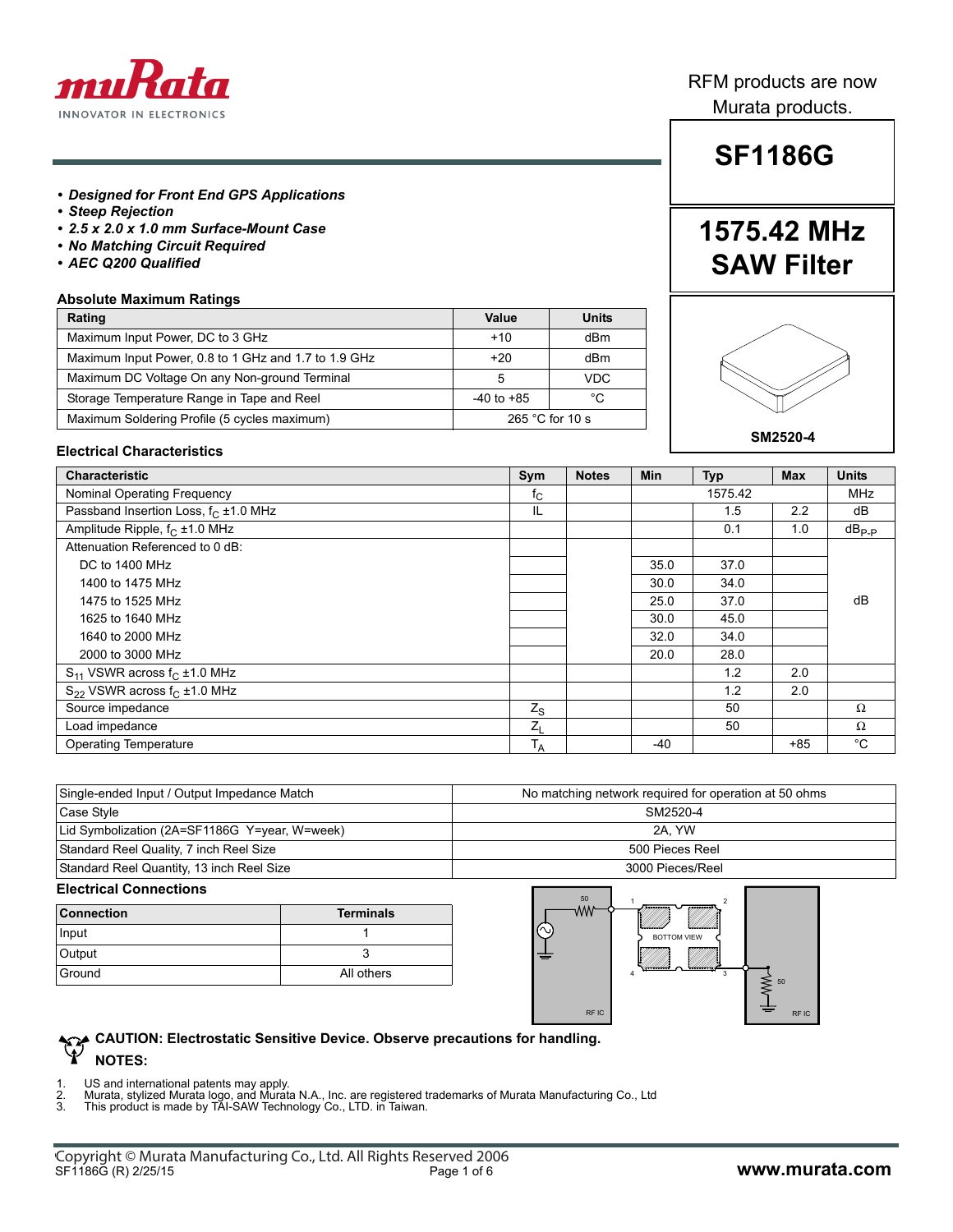RFM products are now Murata products.

# SF1186G

## 1575.42 MHz SAW Filter

- ***Designed for Front End GPS Applications***
- ***Steep Rejection***
- ***2.5 x 2.0 x 1.0 mm Surface-Mount Case***
- ***No Matching Circuit Required***
- ***AEC Q200 Qualified***

SM2520-4

### Absolute Maximum Ratings

| Rating | Value | Units |
|---|---|---|
| Maximum Input Power, DC to 3 GHz | +10 | dBm |
| Maximum Input Power, 0.8 to 1 GHz and 1.7 to 1.9 GHz | +20 | dBm |
| Maximum DC Voltage On any Non-ground Terminal | 5 | VDC |
| Storage Temperature Range in Tape and Reel | -40 to +85 | °C |
| Maximum Soldering Profile (5 cycles maximum) | 265 °C for 10 s | |

### Electrical Characteristics

| Characteristic | Sym | Notes | Min | Typ | Max | Units |
|---|---|---|---|---|---|---|
| Nominal Operating Frequency | $f_C$ | | | 1575.42 | | MHz |
| Passband Insertion Loss, $f_C$ ±1.0 MHz | IL | | | 1.5 | 2.2 | dB |
| Amplitude Ripple, $f_C$ ±1.0 MHz | | | | 0.1 | 1.0 | $dB_{P-P}$ |
| Attenuation Referenced to 0 dB: | | | | | | dB |
| DC to 1400 MHz | | | 35.0 | 37.0 | | dB |
| 1400 to 1475 MHz | | | 30.0 | 34.0 | | dB |
| 1475 to 1525 MHz | | | 25.0 | 37.0 | | dB |
| 1625 to 1640 MHz | | | 30.0 | 45.0 | | dB |
| 1640 to 2000 MHz | | | 32.0 | 34.0 | | dB |
| 2000 to 3000 MHz | | | 20.0 | 28.0 | | dB |
| $S_{11}$ VSWR across $f_C$ ±1.0 MHz | | | | 1.2 | 2.0 | |
| $S_{22}$ VSWR across $f_C$ ±1.0 MHz | | | | 1.2 | 2.0 | |
| Source impedance | $Z_S$ | | | 50 | | Ω |
| Load impedance | $Z_L$ | | | 50 | | Ω |
| Operating Temperature | $T_A$ | | -40 | | +85 | °C |

| | |
|---|---|
| Single-ended Input / Output Impedance Match | No matching network required for operation at 50 ohms |
| Case Style | SM2520-4 |
| Lid Symbolization (2A=SF1186G Y=year, W=week) | 2A, YW |
| Standard Reel Quality, 7 inch Reel Size | 500 Pieces Reel |
| Standard Reel Quantity, 13 inch Reel Size | 3000 Pieces/Reel |

### Electrical Connections

| Connection | Terminals |
|---|---|
| Input | 1 |
| Output | 3 |
| Ground | All others |

50, 1, 2, BOTTOM VIEW, 4, 3, 50, RF IC, RF IC

**CAUTION: Electrostatic Sensitive Device. Observe precautions for handling.**

**NOTES:**

1. US and international patents may apply.
2. Murata, stylized Murata logo, and Murata N.A., Inc. are registered trademarks of Murata Manufacturing Co., Ltd
3. This product is made by TAI-SAW Technology Co., LTD. in Taiwan.

Copyright © Murata Manufacturing Co., Ltd. All Rights Reserved 2006
SF1186G (R) 2/25/15

www.murata.com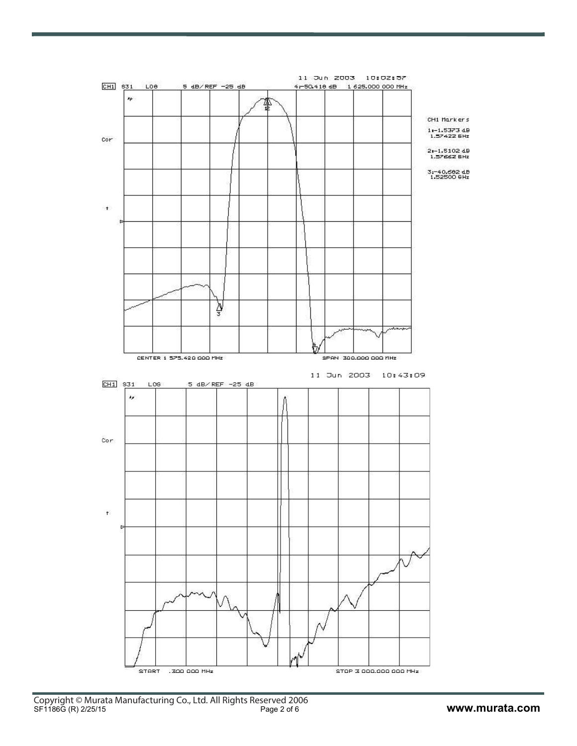11 Jun 2003 10:02:57

CH1 S31 LOG 5 dB/ REF -25 dB 4:-50.418 dB 1 625.000 000 MHz

CH1 Markers

1:-1.5373 dB
1.57422 GHz

2:-1.5102 dB
1.57662 GHz

3:-40.682 dB
1.52500 GHz

CENTER 1 575.420 000 MHz SPAN 300.000 000 MHz

11 Jun 2003 10:43:09

CH1 S31 LOG 5 dB/ REF -25 dB

START .300 000 MHz STOP 3 000.000 000 MHz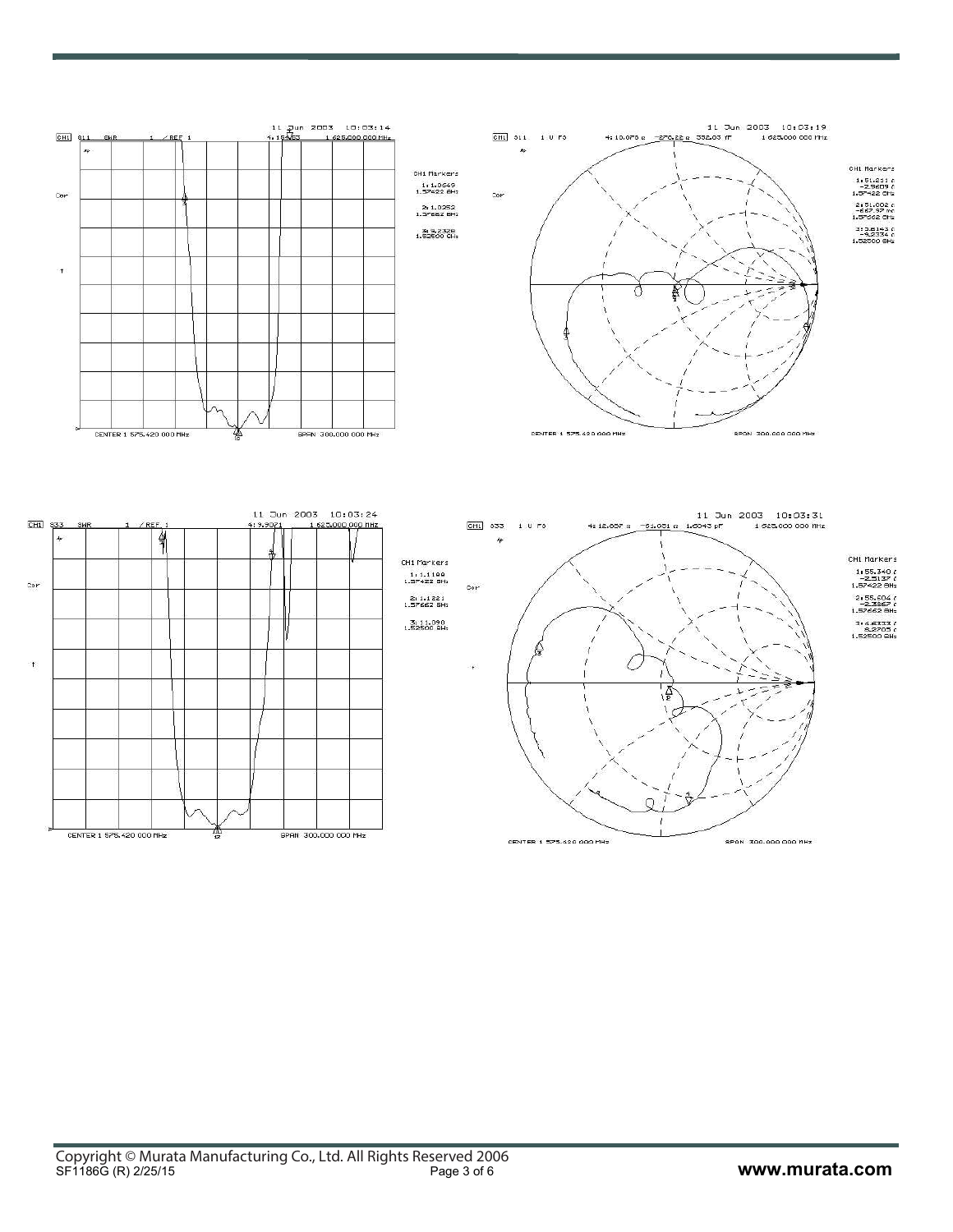11 Jun 2003 10:03:14

CH1 S11 SWR 1 / REF 1 — 4: 1.9462 — 1 625.000 000 MHz

CH1 Markers

- 1: 1.0649 — 1.57422 GHz
- 2: 1.0352 — 1.57662 GHz
- 3: 5.2328 — 1.52500 GHz

CENTER 1 575.420 000 MHz — SPAN 300.000 000 MHz

11 Jun 2003 10:03:19

CH1 S11 1 U FS — 4: 10.076 Ω −276.22 Ω 332.03 fF — 1 625.000 000 MHz

CH1 Markers

- 1: 51.211 Ω, −2.9609 Ω — 1.57422 GHz
- 2: 51.002 Ω, −667.97 mΩ — 1.57662 GHz
- 3: 3.8143 Ω, −9.2334 Ω — 1.52500 GHz

CENTER 1 575.420 000 MHz — SPAN 300.000 000 MHz

11 Jun 2003 10:03:24

CH1 S33 SWR 1 / REF 1 — 4: 9.9071 — 1 625.000 000 MHz

CH1 Markers

- 1: 1.1199 — 1.57422 GHz
- 2: 1.1221 — 1.57662 GHz
- 3: 11.090 — 1.52500 GHz

CENTER 1 575.420 000 MHz — SPAN 300.000 000 MHz

11 Jun 2003 10:03:31

CH1 S33 1 U FS — 4: 12.887 Ω −61.051 Ω 1.6043 pF — 1 625.000 000 MHz

CH1 Markers

- 1: 55.340 Ω, −2.5137 Ω — 1.57422 GHz
- 2: 55.504 Ω, −2.3867 Ω — 1.57662 GHz
- 3: 4.8333 Ω, 8.2705 Ω — 1.52500 GHz

CENTER 1 575.420 000 MHz — SPAN 300.000 000 MHz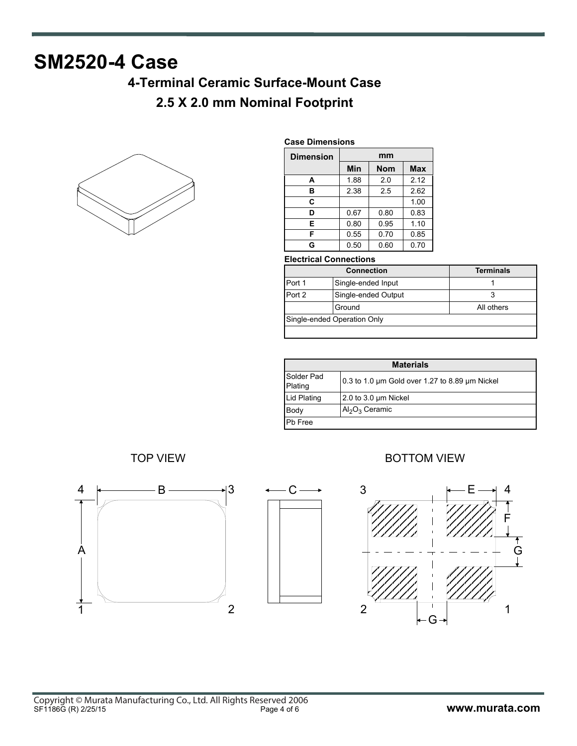# SM2520-4 Case

## 4-Terminal Ceramic Surface-Mount Case

## 2.5 X 2.0 mm Nominal Footprint

**Case Dimensions**

| Dimension | mm | | |
|---|---|---|---|
| | Min | Nom | Max |
| A | 1.88 | 2.0 | 2.12 |
| B | 2.38 | 2.5 | 2.62 |
| C | | | 1.00 |
| D | 0.67 | 0.80 | 0.83 |
| E | 0.80 | 0.95 | 1.10 |
| F | 0.55 | 0.70 | 0.85 |
| G | 0.50 | 0.60 | 0.70 |

**Electrical Connections**

| Connection | | Terminals |
|---|---|---|
| Port 1 | Single-ended Input | 1 |
| Port 2 | Single-ended Output | 3 |
| | Ground | All others |
| Single-ended Operation Only | | |

| Materials | |
|---|---|
| Solder Pad Plating | 0.3 to 1.0 µm Gold over 1.27 to 8.89 µm Nickel |
| Lid Plating | 2.0 to 3.0 µm Nickel |
| Body | $Al_2O_3$ Ceramic |
| Pb Free | |

TOP VIEW

BOTTOM VIEW

Copyright © Murata Manufacturing Co., Ltd. All Rights Reserved 2006
SF1186G (R) 2/25/15

www.murata.com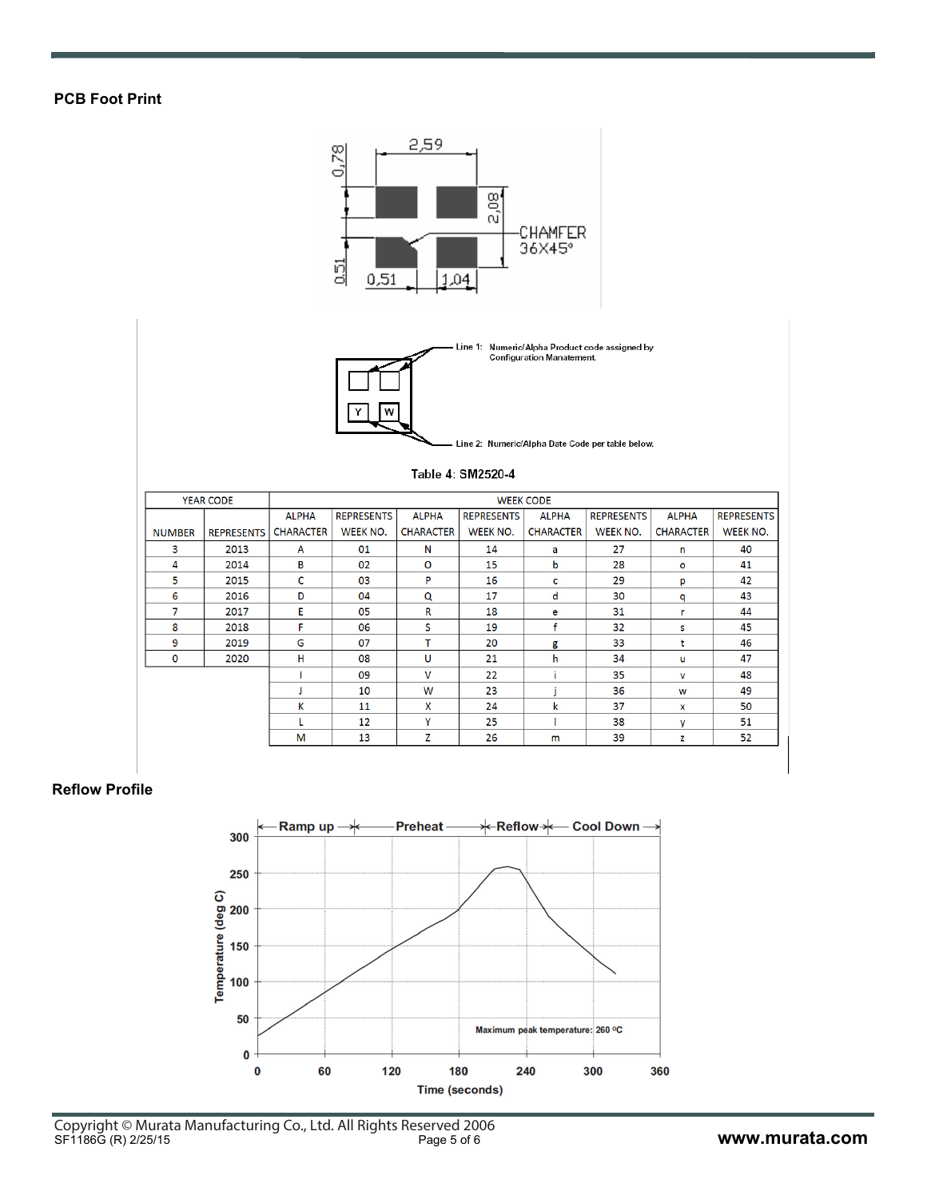## PCB Foot Print

2,59

0,78

2,08

CHAMFER 36X45°

0,51

0,51

1,04

Line 1: Numeric/Alpha Product code assigned by Configuration Manatement.

Line 2: Numeric/Alpha Date Code per table below.

Table 4: SM2520-4

| YEAR CODE | | WEEK CODE | | | | | | | |
|---|---|---|---|---|---|---|---|---|---|
| NUMBER | REPRESENTS | ALPHA CHARACTER | REPRESENTS WEEK NO. | ALPHA CHARACTER | REPRESENTS WEEK NO. | ALPHA CHARACTER | REPRESENTS WEEK NO. | ALPHA CHARACTER | REPRESENTS WEEK NO. |
| 3 | 2013 | A | 01 | N | 14 | a | 27 | n | 40 |
| 4 | 2014 | B | 02 | O | 15 | b | 28 | o | 41 |
| 5 | 2015 | C | 03 | P | 16 | c | 29 | p | 42 |
| 6 | 2016 | D | 04 | Q | 17 | d | 30 | q | 43 |
| 7 | 2017 | E | 05 | R | 18 | e | 31 | r | 44 |
| 8 | 2018 | F | 06 | S | 19 | f | 32 | s | 45 |
| 9 | 2019 | G | 07 | T | 20 | g | 33 | t | 46 |
| 0 | 2020 | H | 08 | U | 21 | h | 34 | u | 47 |
| | | I | 09 | V | 22 | i | 35 | v | 48 |
| | | J | 10 | W | 23 | j | 36 | w | 49 |
| | | K | 11 | X | 24 | k | 37 | x | 50 |
| | | L | 12 | Y | 25 | l | 38 | y | 51 |
| | | M | 13 | Z | 26 | m | 39 | z | 52 |

## Reflow Profile

Ramp up — Preheat — Reflow — Cool Down

Temperature (deg C)

Time (seconds)

Maximum peak temperature: 260 °C

Copyright © Murata Manufacturing Co., Ltd. All Rights Reserved 2006
SF1186G (R) 2/25/15

www.murata.com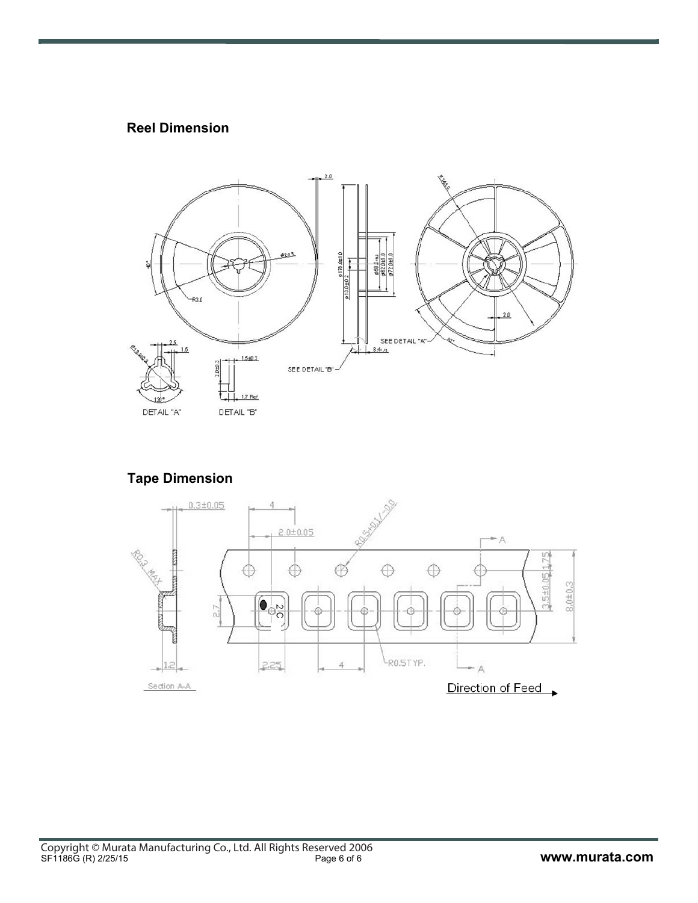## Reel Dimension

## Tape Dimension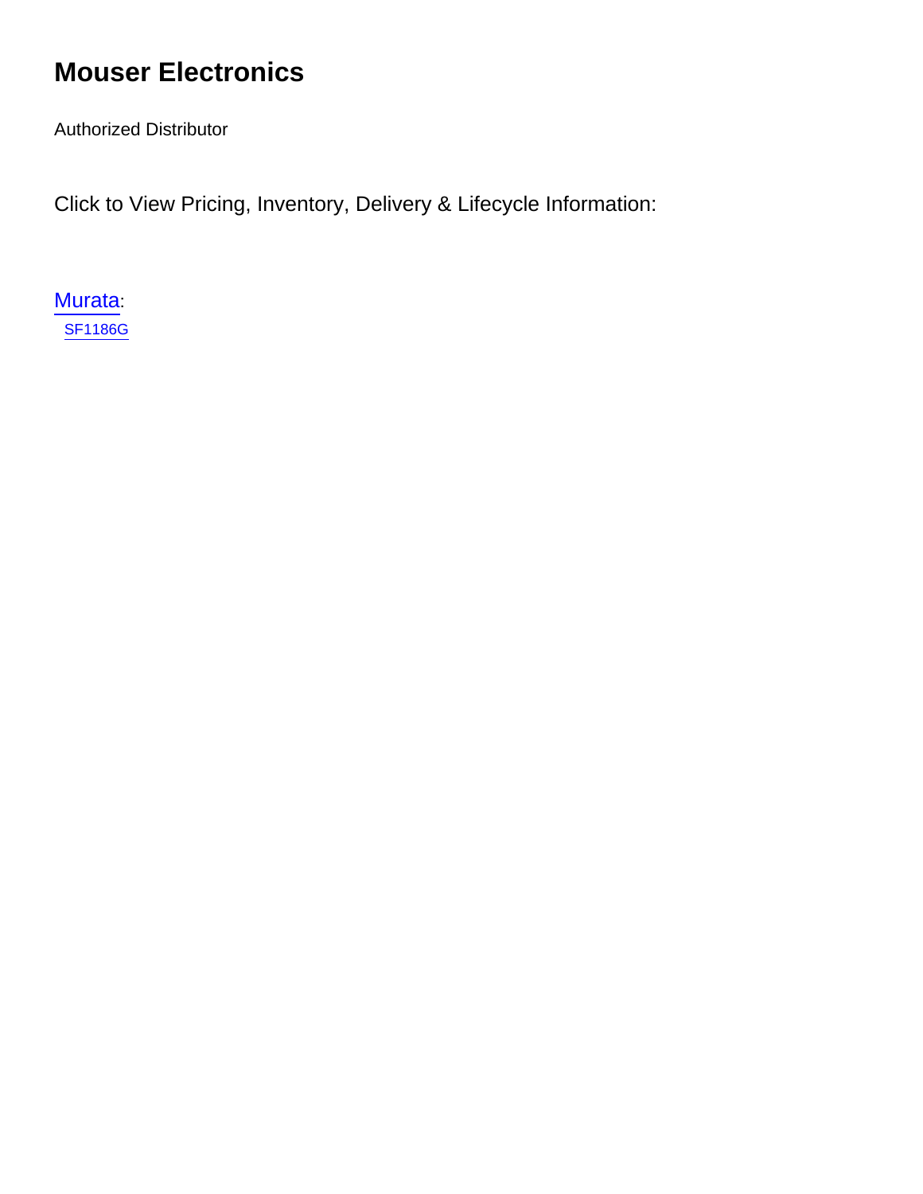# Mouser Electronics

Authorized Distributor

Click to View Pricing, Inventory, Delivery & Lifecycle Information:

Murata:

SF1186G